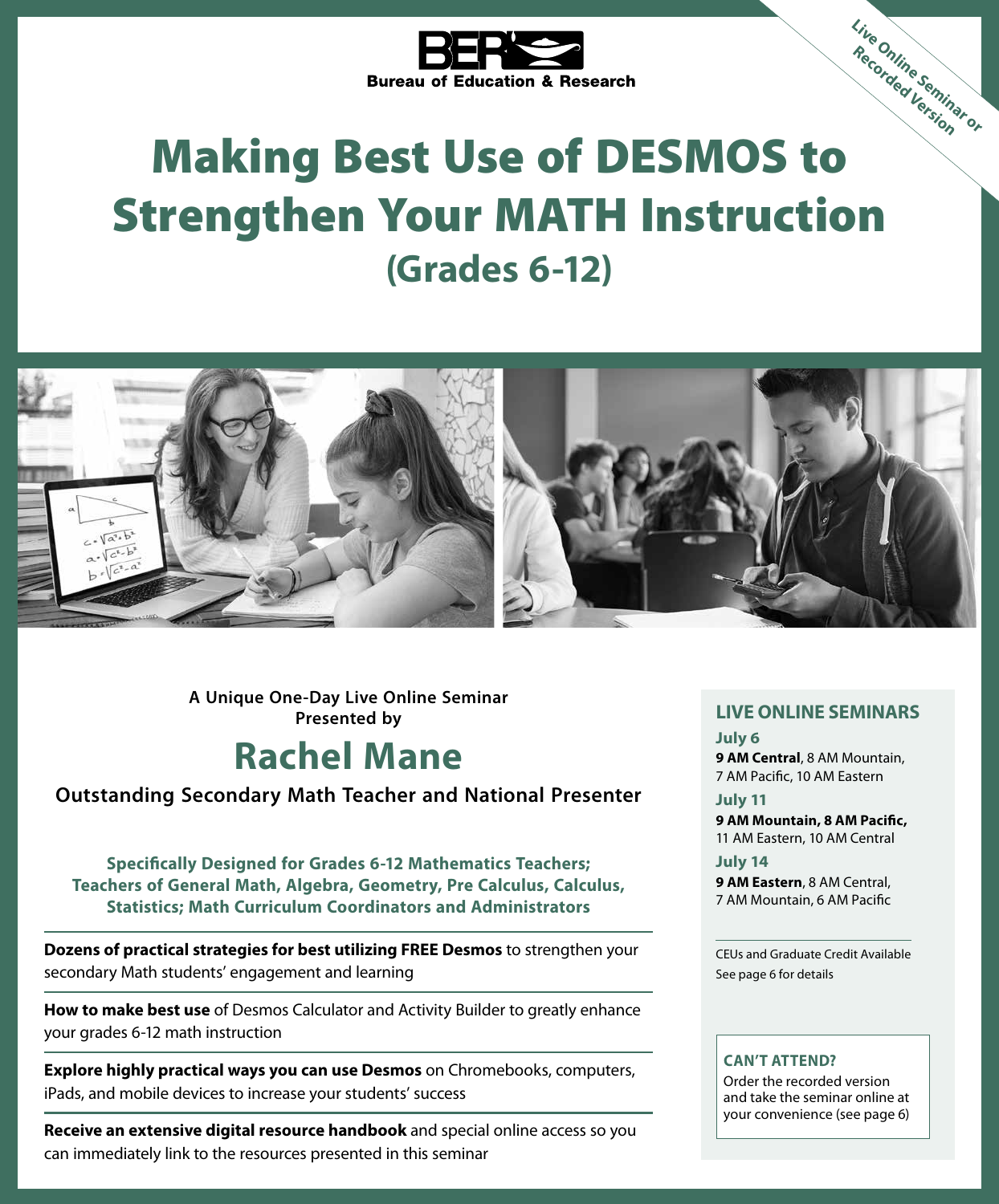**BER**
**Bureau of Education & Research**

Live Online Seminar or Recorded Version

# Making Best Use of DESMOS to Strengthen Your MATH Instruction

## (Grades 6-12)

**A Unique One-Day Live Online Seminar Presented by**

## Rachel Mane

**Outstanding Secondary Math Teacher and National Presenter**

**Specifically Designed for Grades 6-12 Mathematics Teachers; Teachers of General Math, Algebra, Geometry, Pre Calculus, Calculus, Statistics; Math Curriculum Coordinators and Administrators**

**Dozens of practical strategies for best utilizing FREE Desmos** to strengthen your secondary Math students' engagement and learning

**How to make best use** of Desmos Calculator and Activity Builder to greatly enhance your grades 6-12 math instruction

**Explore highly practical ways you can use Desmos** on Chromebooks, computers, iPads, and mobile devices to increase your students' success

**Receive an extensive digital resource handbook** and special online access so you can immediately link to the resources presented in this seminar

### LIVE ONLINE SEMINARS

**July 6**
**9 AM Central**, 8 AM Mountain, 7 AM Pacific, 10 AM Eastern

**July 11**
**9 AM Mountain, 8 AM Pacific,** 11 AM Eastern, 10 AM Central

**July 14**
**9 AM Eastern**, 8 AM Central, 7 AM Mountain, 6 AM Pacific

CEUs and Graduate Credit Available
See page 6 for details

**CAN'T ATTEND?**
Order the recorded version and take the seminar online at your convenience (see page 6)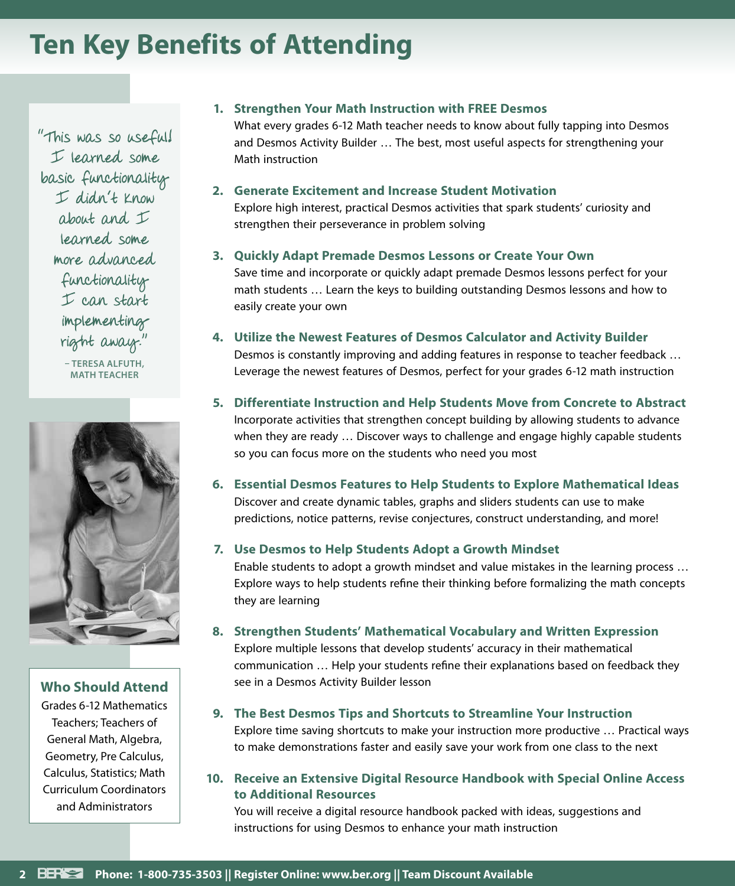# Ten Key Benefits of Attending

"This was so useful! I learned some basic functionality I didn't know about and I learned some more advanced functionality I can start implementing right away."

– TERESA ALFUTH, MATH TEACHER

**Who Should Attend**

Grades 6-12 Mathematics Teachers; Teachers of General Math, Algebra, Geometry, Pre Calculus, Calculus, Statistics; Math Curriculum Coordinators and Administrators

1. **Strengthen Your Math Instruction with FREE Desmos**
   What every grades 6-12 Math teacher needs to know about fully tapping into Desmos and Desmos Activity Builder … The best, most useful aspects for strengthening your Math instruction

2. **Generate Excitement and Increase Student Motivation**
   Explore high interest, practical Desmos activities that spark students' curiosity and strengthen their perseverance in problem solving

3. **Quickly Adapt Premade Desmos Lessons or Create Your Own**
   Save time and incorporate or quickly adapt premade Desmos lessons perfect for your math students … Learn the keys to building outstanding Desmos lessons and how to easily create your own

4. **Utilize the Newest Features of Desmos Calculator and Activity Builder**
   Desmos is constantly improving and adding features in response to teacher feedback … Leverage the newest features of Desmos, perfect for your grades 6-12 math instruction

5. **Differentiate Instruction and Help Students Move from Concrete to Abstract**
   Incorporate activities that strengthen concept building by allowing students to advance when they are ready … Discover ways to challenge and engage highly capable students so you can focus more on the students who need you most

6. **Essential Desmos Features to Help Students to Explore Mathematical Ideas**
   Discover and create dynamic tables, graphs and sliders students can use to make predictions, notice patterns, revise conjectures, construct understanding, and more!

7. **Use Desmos to Help Students Adopt a Growth Mindset**
   Enable students to adopt a growth mindset and value mistakes in the learning process … Explore ways to help students refine their thinking before formalizing the math concepts they are learning

8. **Strengthen Students' Mathematical Vocabulary and Written Expression**
   Explore multiple lessons that develop students' accuracy in their mathematical communication … Help your students refine their explanations based on feedback they see in a Desmos Activity Builder lesson

9. **The Best Desmos Tips and Shortcuts to Streamline Your Instruction**
   Explore time saving shortcuts to make your instruction more productive … Practical ways to make demonstrations faster and easily save your work from one class to the next

10. **Receive an Extensive Digital Resource Handbook with Special Online Access to Additional Resources**
    You will receive a digital resource handbook packed with ideas, suggestions and instructions for using Desmos to enhance your math instruction

Phone: 1-800-735-3503 || Register Online: www.ber.org || Team Discount Available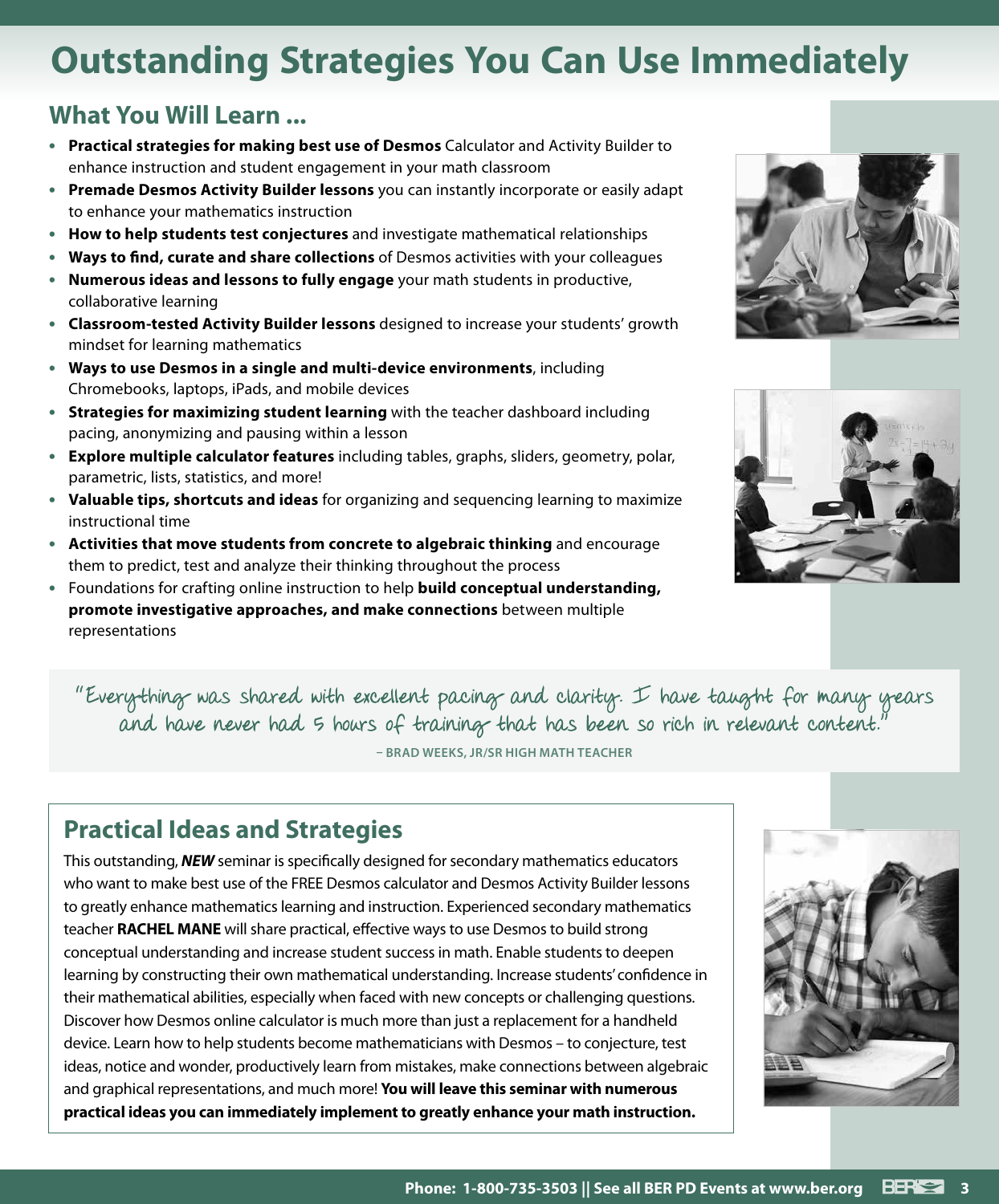# Outstanding Strategies You Can Use Immediately

## What You Will Learn ...

- **Practical strategies for making best use of Desmos** Calculator and Activity Builder to enhance instruction and student engagement in your math classroom
- **Premade Desmos Activity Builder lessons** you can instantly incorporate or easily adapt to enhance your mathematics instruction
- **How to help students test conjectures** and investigate mathematical relationships
- **Ways to find, curate and share collections** of Desmos activities with your colleagues
- **Numerous ideas and lessons to fully engage** your math students in productive, collaborative learning
- **Classroom-tested Activity Builder lessons** designed to increase your students' growth mindset for learning mathematics
- **Ways to use Desmos in a single and multi-device environments**, including Chromebooks, laptops, iPads, and mobile devices
- **Strategies for maximizing student learning** with the teacher dashboard including pacing, anonymizing and pausing within a lesson
- **Explore multiple calculator features** including tables, graphs, sliders, geometry, polar, parametric, lists, statistics, and more!
- **Valuable tips, shortcuts and ideas** for organizing and sequencing learning to maximize instructional time
- **Activities that move students from concrete to algebraic thinking** and encourage them to predict, test and analyze their thinking throughout the process
- Foundations for crafting online instruction to help **build conceptual understanding, promote investigative approaches, and make connections** between multiple representations

"Everything was shared with excellent pacing and clarity. I have taught for many years and have never had 5 hours of training that has been so rich in relevant content."

– BRAD WEEKS, JR/SR HIGH MATH TEACHER

## Practical Ideas and Strategies

This outstanding, ***NEW*** seminar is specifically designed for secondary mathematics educators who want to make best use of the FREE Desmos calculator and Desmos Activity Builder lessons to greatly enhance mathematics learning and instruction. Experienced secondary mathematics teacher **RACHEL MANE** will share practical, effective ways to use Desmos to build strong conceptual understanding and increase student success in math. Enable students to deepen learning by constructing their own mathematical understanding. Increase students' confidence in their mathematical abilities, especially when faced with new concepts or challenging questions. Discover how Desmos online calculator is much more than just a replacement for a handheld device. Learn how to help students become mathematicians with Desmos – to conjecture, test ideas, notice and wonder, productively learn from mistakes, make connections between algebraic and graphical representations, and much more! **You will leave this seminar with numerous practical ideas you can immediately implement to greatly enhance your math instruction.**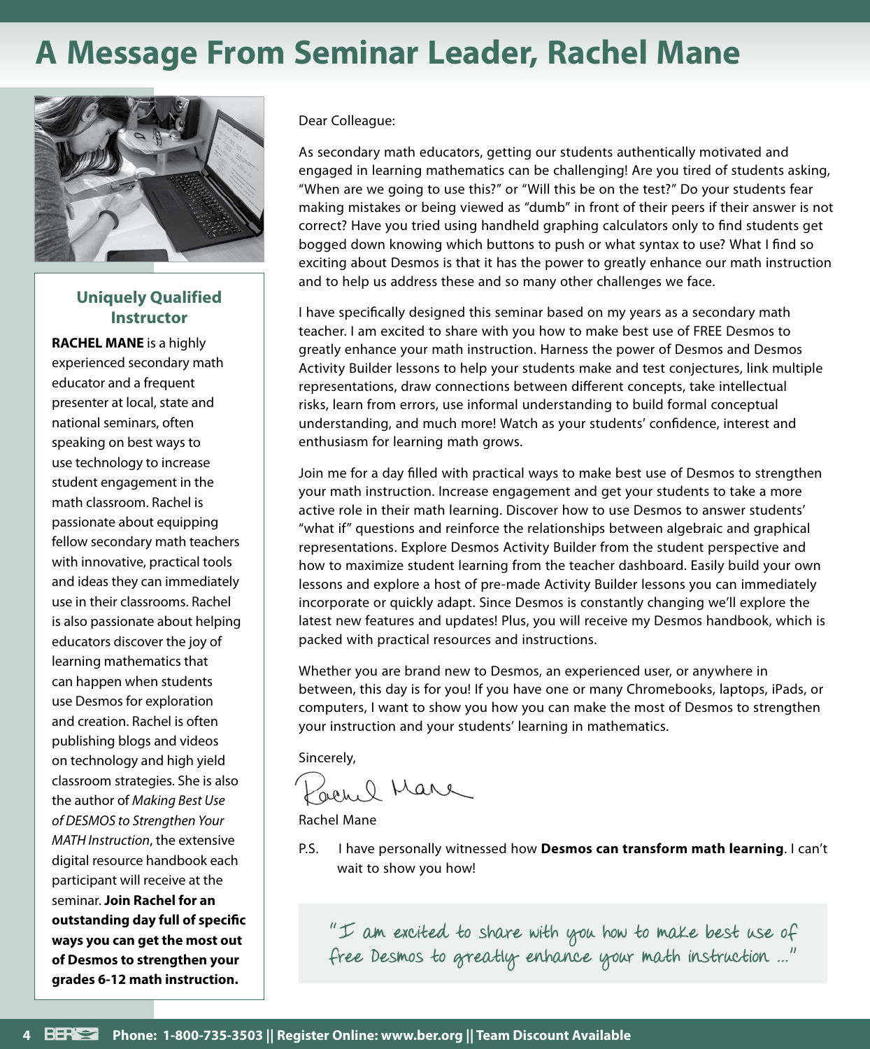# A Message From Seminar Leader, Rachel Mane

### Uniquely Qualified Instructor

**RACHEL MANE** is a highly experienced secondary math educator and a frequent presenter at local, state and national seminars, often speaking on best ways to use technology to increase student engagement in the math classroom. Rachel is passionate about equipping fellow secondary math teachers with innovative, practical tools and ideas they can immediately use in their classrooms. Rachel is also passionate about helping educators discover the joy of learning mathematics that can happen when students use Desmos for exploration and creation. Rachel is often publishing blogs and videos on technology and high yield classroom strategies. She is also the author of *Making Best Use of DESMOS to Strengthen Your MATH Instruction*, the extensive digital resource handbook each participant will receive at the seminar. **Join Rachel for an outstanding day full of specific ways you can get the most out of Desmos to strengthen your grades 6-12 math instruction.**

Dear Colleague:

As secondary math educators, getting our students authentically motivated and engaged in learning mathematics can be challenging! Are you tired of students asking, "When are we going to use this?" or "Will this be on the test?" Do your students fear making mistakes or being viewed as "dumb" in front of their peers if their answer is not correct? Have you tried using handheld graphing calculators only to find students get bogged down knowing which buttons to push or what syntax to use? What I find so exciting about Desmos is that it has the power to greatly enhance our math instruction and to help us address these and so many other challenges we face.

I have specifically designed this seminar based on my years as a secondary math teacher. I am excited to share with you how to make best use of FREE Desmos to greatly enhance your math instruction. Harness the power of Desmos and Desmos Activity Builder lessons to help your students make and test conjectures, link multiple representations, draw connections between different concepts, take intellectual risks, learn from errors, use informal understanding to build formal conceptual understanding, and much more! Watch as your students' confidence, interest and enthusiasm for learning math grows.

Join me for a day filled with practical ways to make best use of Desmos to strengthen your math instruction. Increase engagement and get your students to take a more active role in their math learning. Discover how to use Desmos to answer students' "what if" questions and reinforce the relationships between algebraic and graphical representations. Explore Desmos Activity Builder from the student perspective and how to maximize student learning from the teacher dashboard. Easily build your own lessons and explore a host of pre-made Activity Builder lessons you can immediately incorporate or quickly adapt. Since Desmos is constantly changing we'll explore the latest new features and updates! Plus, you will receive my Desmos handbook, which is packed with practical resources and instructions.

Whether you are brand new to Desmos, an experienced user, or anywhere in between, this day is for you! If you have one or many Chromebooks, laptops, iPads, or computers, I want to show you how you can make the most of Desmos to strengthen your instruction and your students' learning in mathematics.

Sincerely,

Rachel Mane

Rachel Mane

P.S. I have personally witnessed how **Desmos can transform math learning**. I can't wait to show you how!

"I am excited to share with you how to make best use of free Desmos to greatly enhance your math instruction ..."

Phone: 1-800-735-3503 || Register Online: www.ber.org || Team Discount Available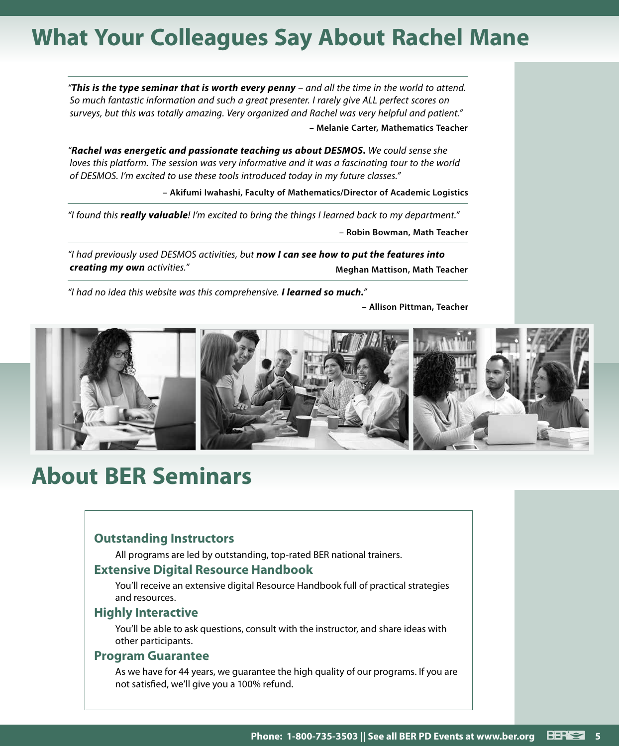# What Your Colleagues Say About Rachel Mane

*"**This is the type seminar that is worth every penny** – and all the time in the world to attend. So much fantastic information and such a great presenter. I rarely give ALL perfect scores on surveys, but this was totally amazing. Very organized and Rachel was very helpful and patient."*

**– Melanie Carter, Mathematics Teacher**

---

*"**Rachel was energetic and passionate teaching us about DESMOS.** We could sense she loves this platform. The session was very informative and it was a fascinating tour to the world of DESMOS. I'm excited to use these tools introduced today in my future classes."*

**– Akifumi Iwahashi, Faculty of Mathematics/Director of Academic Logistics**

---

*"I found this **really valuable**! I'm excited to bring the things I learned back to my department."*

**– Robin Bowman, Math Teacher**

---

*"I had previously used DESMOS activities, but **now I can see how to put the features into creating my own** activities."*

**Meghan Mattison, Math Teacher**

---

*"I had no idea this website was this comprehensive. **I learned so much.**"*

**– Allison Pittman, Teacher**

# About BER Seminars

### Outstanding Instructors

All programs are led by outstanding, top-rated BER national trainers.

### Extensive Digital Resource Handbook

You'll receive an extensive digital Resource Handbook full of practical strategies and resources.

### Highly Interactive

You'll be able to ask questions, consult with the instructor, and share ideas with other participants.

### Program Guarantee

As we have for 44 years, we guarantee the high quality of our programs. If you are not satisfied, we'll give you a 100% refund.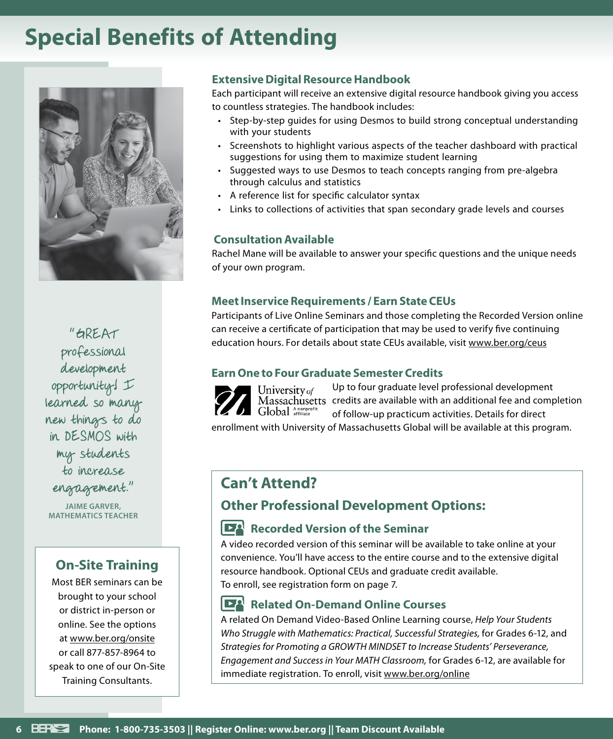# Special Benefits of Attending

"GREAT professional development opportunity! I learned so many new things to do in DESMOS with my students to increase engagement."

JAIME GARVER, MATHEMATICS TEACHER

## On-Site Training

Most BER seminars can be brought to your school or district in-person or online. See the options at www.ber.org/onsite or call 877-857-8964 to speak to one of our On-Site Training Consultants.

### Extensive Digital Resource Handbook

Each participant will receive an extensive digital resource handbook giving you access to countless strategies. The handbook includes:

- Step-by-step guides for using Desmos to build strong conceptual understanding with your students
- Screenshots to highlight various aspects of the teacher dashboard with practical suggestions for using them to maximize student learning
- Suggested ways to use Desmos to teach concepts ranging from pre-algebra through calculus and statistics
- A reference list for specific calculator syntax
- Links to collections of activities that span secondary grade levels and courses

### Consultation Available

Rachel Mane will be available to answer your specific questions and the unique needs of your own program.

### Meet Inservice Requirements / Earn State CEUs

Participants of Live Online Seminars and those completing the Recorded Version online can receive a certificate of participation that may be used to verify five continuing education hours. For details about state CEUs available, visit www.ber.org/ceus

### Earn One to Four Graduate Semester Credits

University of Massachusetts Global A nonprofit affiliate

Up to four graduate level professional development credits are available with an additional fee and completion of follow-up practicum activities. Details for direct enrollment with University of Massachusetts Global will be available at this program.

## Can't Attend?

## Other Professional Development Options:

### Recorded Version of the Seminar

A video recorded version of this seminar will be available to take online at your convenience. You'll have access to the entire course and to the extensive digital resource handbook. Optional CEUs and graduate credit available.
To enroll, see registration form on page 7.

### Related On-Demand Online Courses

A related On Demand Video-Based Online Learning course, *Help Your Students Who Struggle with Mathematics: Practical, Successful Strategies,* for Grades 6-12, and *Strategies for Promoting a GROWTH MINDSET to Increase Students' Perseverance, Engagement and Success in Your MATH Classroom,* for Grades 6-12, are available for immediate registration. To enroll, visit www.ber.org/online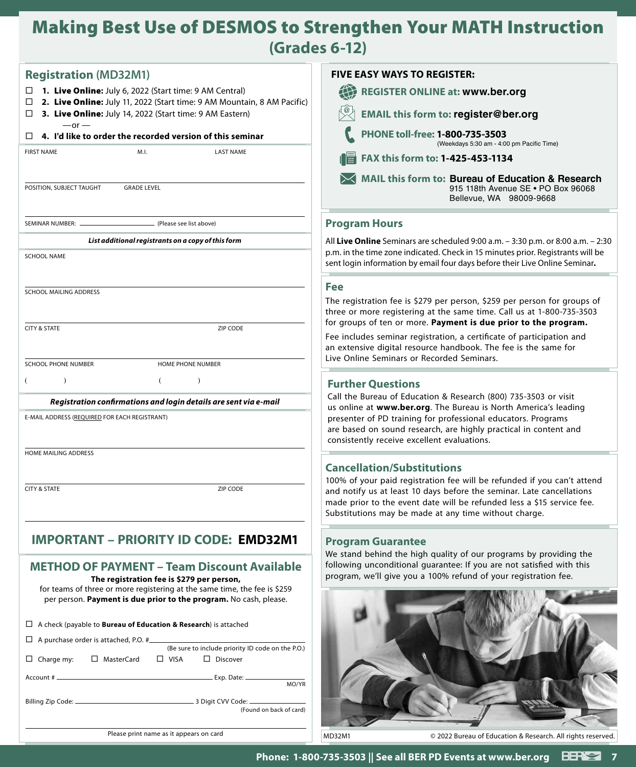# Making Best Use of DESMOS to Strengthen Your MATH Instruction (Grades 6-12)

## Registration (MD32M1)

☐ **1. Live Online:** July 6, 2022 (Start time: 9 AM Central)

☐ **2. Live Online:** July 11, 2022 (Start time: 9 AM Mountain, 8 AM Pacific)

☐ **3. Live Online:** July 14, 2022 (Start time: 9 AM Eastern)

—or —

☐ **4. I'd like to order the recorded version of this seminar**

FIRST NAME | M.I. | LAST NAME

POSITION, SUBJECT TAUGHT | GRADE LEVEL

SEMINAR NUMBER: ______________ (Please see list above)

***List additional registrants on a copy of this form***

SCHOOL NAME

SCHOOL MAILING ADDRESS

CITY & STATE | ZIP CODE

SCHOOL PHONE NUMBER ( ) | HOME PHONE NUMBER ( )

***Registration confirmations and login details are sent via e-mail***

E-MAIL ADDRESS (REQUIRED FOR EACH REGISTRANT)

HOME MAILING ADDRESS

CITY & STATE | ZIP CODE

## IMPORTANT – PRIORITY ID CODE: EMD32M1

## METHOD OF PAYMENT – Team Discount Available

**The registration fee is $279 per person,**
for teams of three or more registering at the same time, the fee is $259 per person. **Payment is due prior to the program.** No cash, please.

☐ A check (payable to **Bureau of Education & Research**) is attached

☐ A purchase order is attached, P.O. # ______________ (Be sure to include priority ID code on the P.O.)

☐ Charge my: ☐ MasterCard ☐ VISA ☐ Discover

Account # ______________ Exp. Date: ________ MO/YR

Billing Zip Code: ______________ 3 Digit CVV Code: ________ (Found on back of card)

______________
Please print name as it appears on card

## FIVE EASY WAYS TO REGISTER:

- **REGISTER ONLINE at: www.ber.org**
- **EMAIL this form to: register@ber.org**
- **PHONE toll-free: 1-800-735-3503** (Weekdays 5:30 am - 4:00 pm Pacific Time)
- **FAX this form to: 1-425-453-1134**
- **MAIL this form to: Bureau of Education & Research**
  915 118th Avenue SE • PO Box 96068
  Bellevue, WA 98009-9668

## Program Hours

All **Live Online** Seminars are scheduled 9:00 a.m. – 3:30 p.m. or 8:00 a.m. – 2:30 p.m. in the time zone indicated. Check in 15 minutes prior. Registrants will be sent login information by email four days before their Live Online Seminar**.**

## Fee

The registration fee is $279 per person, $259 per person for groups of three or more registering at the same time. Call us at 1-800-735-3503 for groups of ten or more. **Payment is due prior to the program.**

Fee includes seminar registration, a certificate of participation and an extensive digital resource handbook. The fee is the same for Live Online Seminars or Recorded Seminars.

## Further Questions

Call the Bureau of Education & Research (800) 735-3503 or visit us online at **www.ber.org**. The Bureau is North America's leading presenter of PD training for professional educators. Programs are based on sound research, are highly practical in content and consistently receive excellent evaluations.

## Cancellation/Substitutions

100% of your paid registration fee will be refunded if you can't attend and notify us at least 10 days before the seminar. Late cancellations made prior to the event date will be refunded less a $15 service fee. Substitutions may be made at any time without charge.

## Program Guarantee

We stand behind the high quality of our programs by providing the following unconditional guarantee: If you are not satisfied with this program, we'll give you a 100% refund of your registration fee.

MD32M1 © 2022 Bureau of Education & Research. All rights reserved.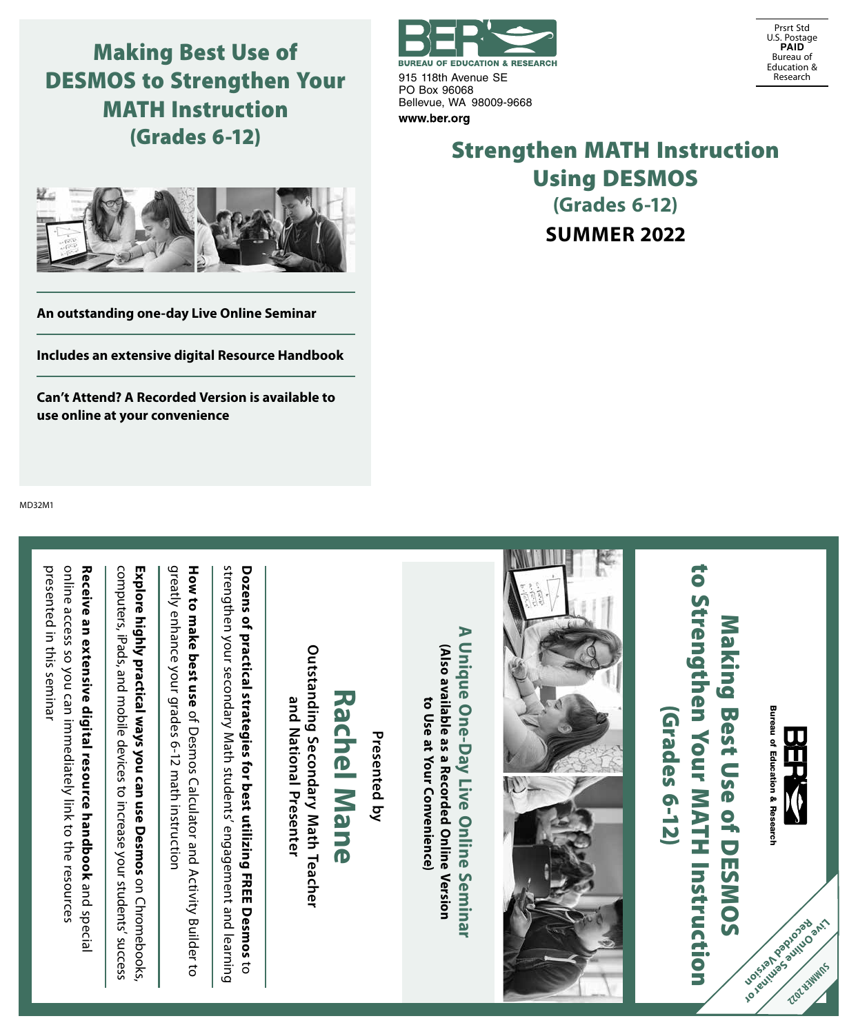# Making Best Use of DESMOS to Strengthen Your MATH Instruction (Grades 6-12)

**An outstanding one-day Live Online Seminar**

**Includes an extensive digital Resource Handbook**

**Can't Attend? A Recorded Version is available to use online at your convenience**

MD32M1

BER
BUREAU OF EDUCATION & RESEARCH
915 118th Avenue SE
PO Box 96068
Bellevue, WA 98009-9668
**www.ber.org**

Prsrt Std
U.S. Postage
**PAID**
Bureau of Education & Research

## Strengthen MATH Instruction Using DESMOS
### (Grades 6-12)
**SUMMER 2022**

BER
Bureau of Education & Research

Live Online Seminar or Recorded Version
SUMMER 2022

# Making Best Use of DESMOS to Strengthen Your MATH Instruction (Grades 6-12)

## A Unique One-Day Live Online Seminar
**(Also available as a Recorded Online Version to Use at Your Convenience)**

Presented by
## Rachel Mane
**Outstanding Secondary Math Teacher and National Presenter**

**Dozens of practical strategies for best utilizing FREE Desmos** to strengthen your secondary Math students' engagement and learning

**How to make best use** of Desmos Calculator and Activity Builder to greatly enhance your grades 6-12 math instruction

**Explore highly practical ways you can use Desmos** on Chromebooks, computers, iPads, and mobile devices to increase your students' success

**Receive an extensive digital resource handbook** and special online access so you can immediately link to the resources presented in this seminar